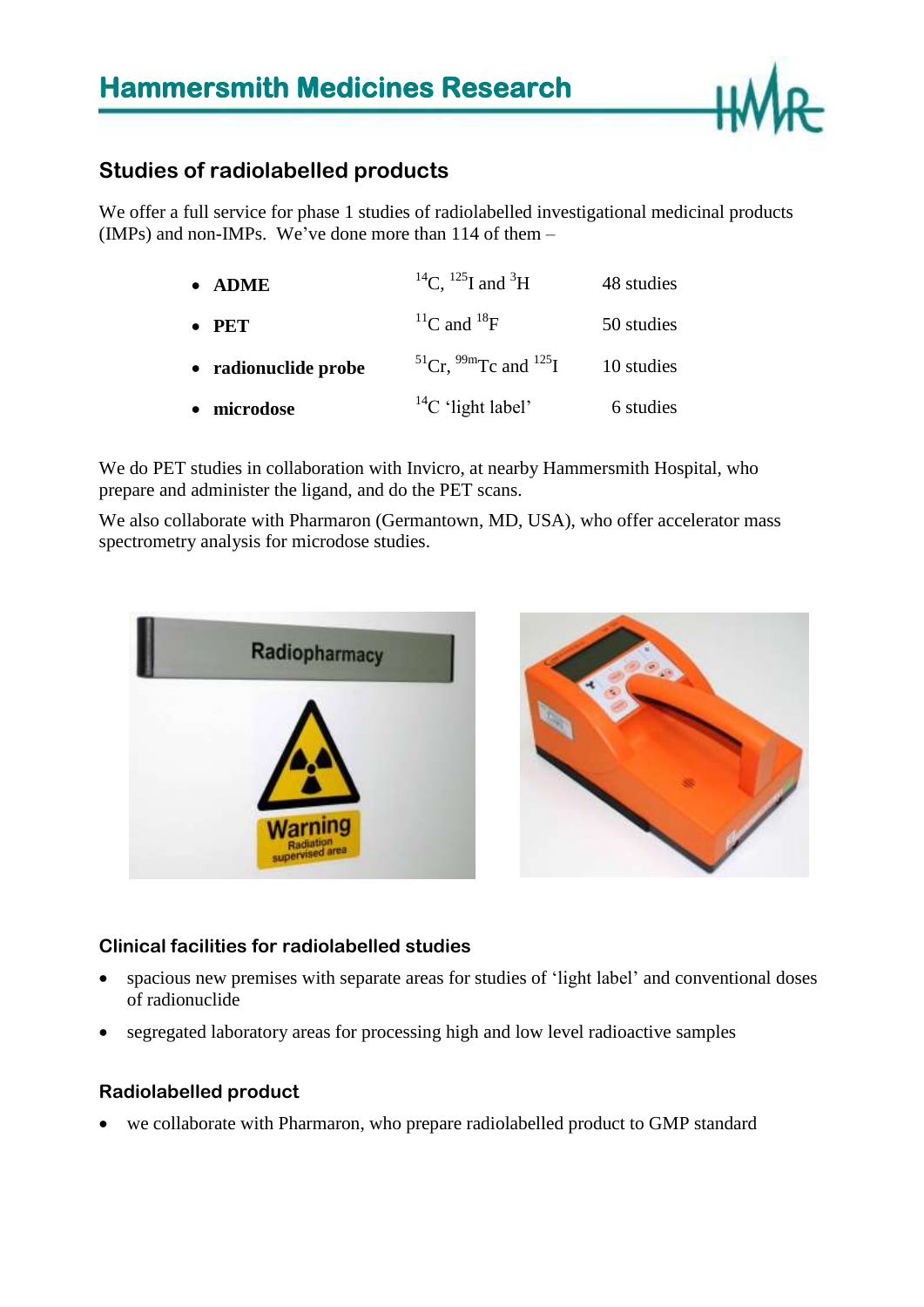# Hammersmith Medicines Research

## Studies of radiolabelled products

We offer a full service for phase 1 studies of radiolabelled investigational medicinal products (IMPs) and non-IMPs. We've done more than 114 of them –

- **ADME** — $^{14}C$, $^{125}I$ and $^{3}H$ — 48 studies
- **PET** — $^{11}C$ and $^{18}F$ — 50 studies
- **radionuclide probe** — $^{51}Cr$, $^{99m}Tc$ and $^{125}I$ — 10 studies
- **microdose** — $^{14}C$ 'light label' — 6 studies

We do PET studies in collaboration with Invicro, at nearby Hammersmith Hospital, who prepare and administer the ligand, and do the PET scans.

We also collaborate with Pharmaron (Germantown, MD, USA), who offer accelerator mass spectrometry analysis for microdose studies.

### Clinical facilities for radiolabelled studies

- spacious new premises with separate areas for studies of 'light label' and conventional doses of radionuclide
- segregated laboratory areas for processing high and low level radioactive samples

### Radiolabelled product

- we collaborate with Pharmaron, who prepare radiolabelled product to GMP standard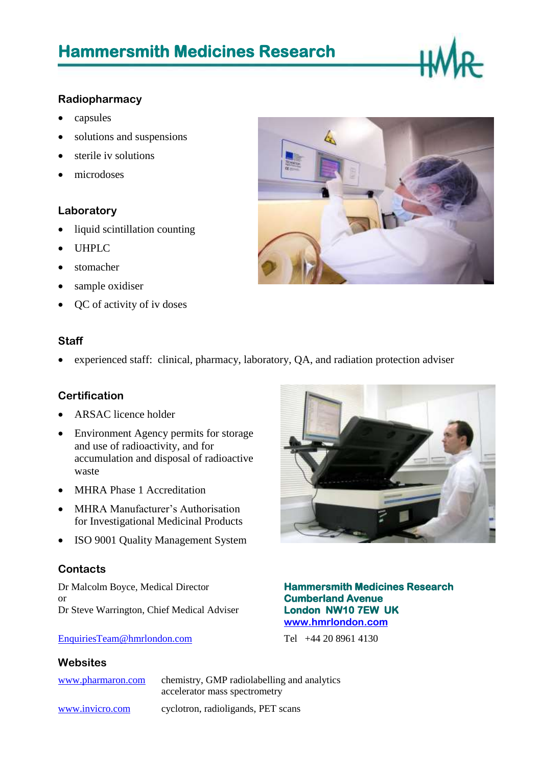# Hammersmith Medicines Research

## Radiopharmacy

- capsules
- solutions and suspensions
- sterile iv solutions
- microdoses

## Laboratory

- liquid scintillation counting
- UHPLC
- stomacher
- sample oxidiser
- QC of activity of iv doses

## Staff

- experienced staff: clinical, pharmacy, laboratory, QA, and radiation protection adviser

## Certification

- ARSAC licence holder
- Environment Agency permits for storage and use of radioactivity, and for accumulation and disposal of radioactive waste
- MHRA Phase 1 Accreditation
- MHRA Manufacturer's Authorisation for Investigational Medicinal Products
- ISO 9001 Quality Management System

## Contacts

Dr Malcolm Boyce, Medical Director
or
Dr Steve Warrington, Chief Medical Adviser

EnquiriesTeam@hmrlondon.com

**Hammersmith Medicines Research**
**Cumberland Avenue**
**London NW10 7EW UK**
**www.hmrlondon.com**

Tel +44 20 8961 4130

## Websites

| | |
|---|---|
| www.pharmaron.com | chemistry, GMP radiolabelling and analytics accelerator mass spectrometry |
| www.invicro.com | cyclotron, radioligands, PET scans |